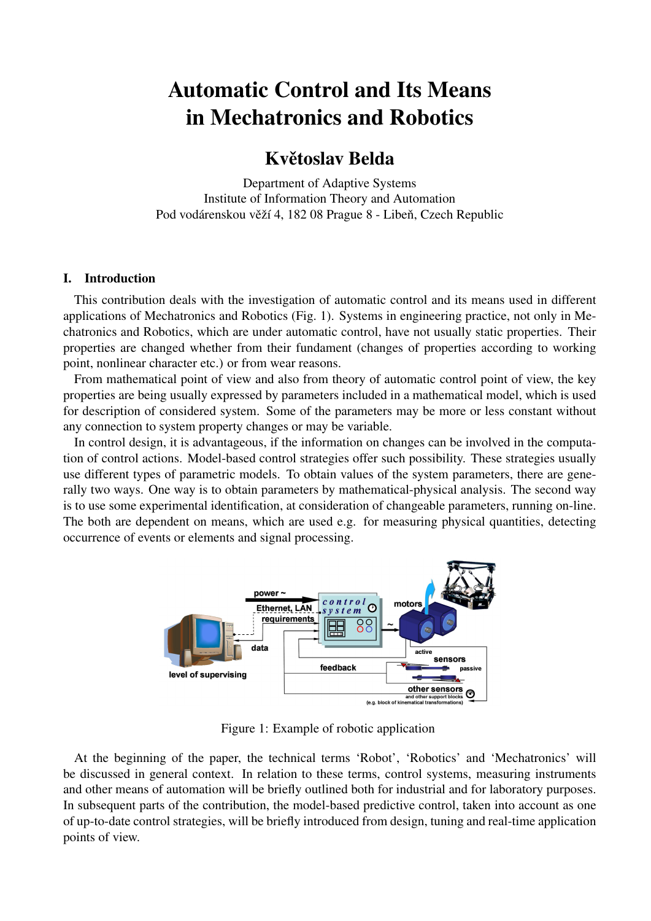# Automatic Control and Its Means in Mechatronics and Robotics

## Květoslav Belda

Department of Adaptive Systems
Institute of Information Theory and Automation
Pod vodárenskou věží 4, 182 08 Prague 8 - Libeň, Czech Republic

### I. Introduction

This contribution deals with the investigation of automatic control and its means used in different applications of Mechatronics and Robotics (Fig. 1). Systems in engineering practice, not only in Mechatronics and Robotics, which are under automatic control, have not usually static properties. Their properties are changed whether from their fundament (changes of properties according to working point, nonlinear character etc.) or from wear reasons.

From mathematical point of view and also from theory of automatic control point of view, the key properties are being usually expressed by parameters included in a mathematical model, which is used for description of considered system. Some of the parameters may be more or less constant without any connection to system property changes or may be variable.

In control design, it is advantageous, if the information on changes can be involved in the computation of control actions. Model-based control strategies offer such possibility. These strategies usually use different types of parametric models. To obtain values of the system parameters, there are generally two ways. One way is to obtain parameters by mathematical-physical analysis. The second way is to use some experimental identification, at consideration of changeable parameters, running on-line. The both are dependent on means, which are used e.g. for measuring physical quantities, detecting occurrence of events or elements and signal processing.

Figure 1: Example of robotic application

At the beginning of the paper, the technical terms 'Robot', 'Robotics' and 'Mechatronics' will be discussed in general context. In relation to these terms, control systems, measuring instruments and other means of automation will be briefly outlined both for industrial and for laboratory purposes. In subsequent parts of the contribution, the model-based predictive control, taken into account as one of up-to-date control strategies, will be briefly introduced from design, tuning and real-time application points of view.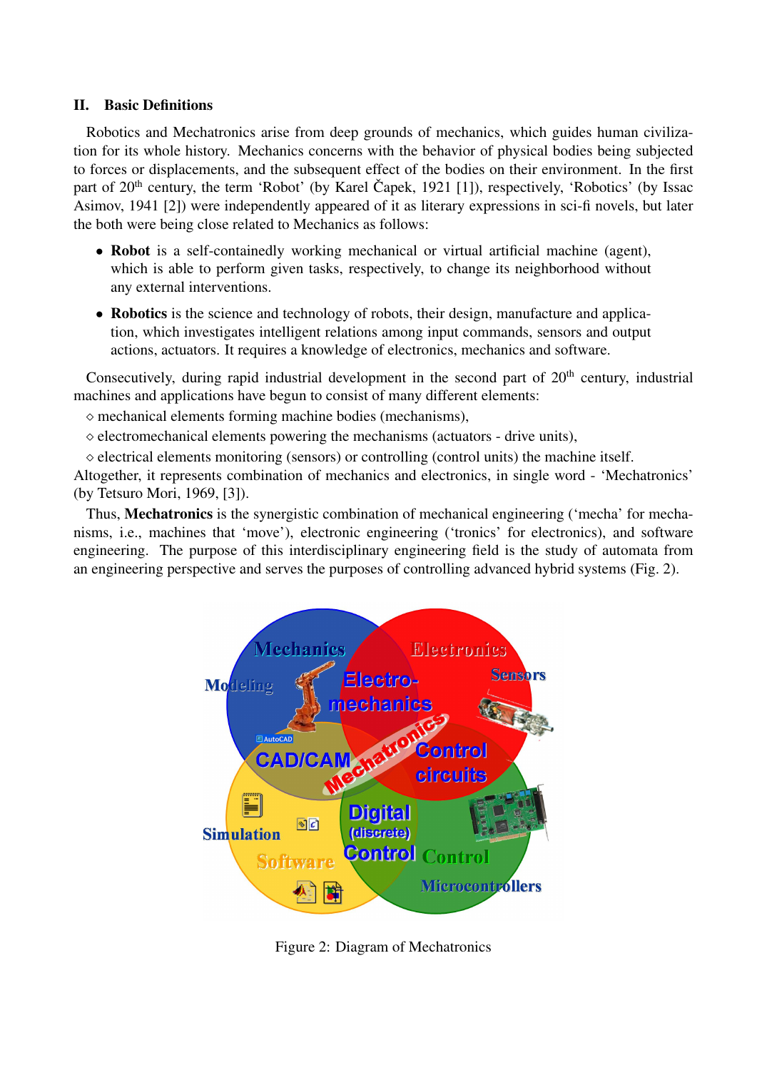## II. Basic Definitions

Robotics and Mechatronics arise from deep grounds of mechanics, which guides human civilization for its whole history. Mechanics concerns with the behavior of physical bodies being subjected to forces or displacements, and the subsequent effect of the bodies on their environment. In the first part of 20th century, the term 'Robot' (by Karel Čapek, 1921 [1]), respectively, 'Robotics' (by Issac Asimov, 1941 [2]) were independently appeared of it as literary expressions in sci-fi novels, but later the both were being close related to Mechanics as follows:

- **Robot** is a self-containedly working mechanical or virtual artificial machine (agent), which is able to perform given tasks, respectively, to change its neighborhood without any external interventions.
- **Robotics** is the science and technology of robots, their design, manufacture and application, which investigates intelligent relations among input commands, sensors and output actions, actuators. It requires a knowledge of electronics, mechanics and software.

Consecutively, during rapid industrial development in the second part of 20th century, industrial machines and applications have begun to consist of many different elements:

◇ mechanical elements forming machine bodies (mechanisms),

◇ electromechanical elements powering the mechanisms (actuators - drive units),

◇ electrical elements monitoring (sensors) or controlling (control units) the machine itself.

Altogether, it represents combination of mechanics and electronics, in single word - 'Mechatronics' (by Tetsuro Mori, 1969, [3]).

Thus, **Mechatronics** is the synergistic combination of mechanical engineering ('mecha' for mechanisms, i.e., machines that 'move'), electronic engineering ('tronics' for electronics), and software engineering. The purpose of this interdisciplinary engineering field is the study of automata from an engineering perspective and serves the purposes of controlling advanced hybrid systems (Fig. 2).

Figure 2: Diagram of Mechatronics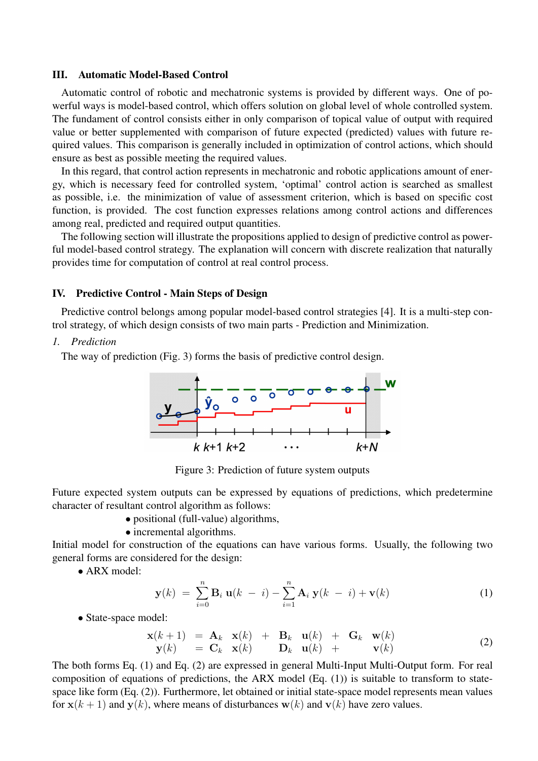## III. Automatic Model-Based Control

Automatic control of robotic and mechatronic systems is provided by different ways. One of powerful ways is model-based control, which offers solution on global level of whole controlled system. The fundament of control consists either in only comparison of topical value of output with required value or better supplemented with comparison of future expected (predicted) values with future required values. This comparison is generally included in optimization of control actions, which should ensure as best as possible meeting the required values.

In this regard, that control action represents in mechatronic and robotic applications amount of energy, which is necessary feed for controlled system, 'optimal' control action is searched as smallest as possible, i.e. the minimization of value of assessment criterion, which is based on specific cost function, is provided. The cost function expresses relations among control actions and differences among real, predicted and required output quantities.

The following section will illustrate the propositions applied to design of predictive control as powerful model-based control strategy. The explanation will concern with discrete realization that naturally provides time for computation of control at real control process.

## IV. Predictive Control - Main Steps of Design

Predictive control belongs among popular model-based control strategies [4]. It is a multi-step control strategy, of which design consists of two main parts - Prediction and Minimization.

*1. Prediction*

The way of prediction (Fig. 3) forms the basis of predictive control design.

Figure 3: Prediction of future system outputs

Future expected system outputs can be expressed by equations of predictions, which predetermine character of resultant control algorithm as follows:

- positional (full-value) algorithms,
- incremental algorithms.

Initial model for construction of the equations can have various forms. Usually, the following two general forms are considered for the design:

- ARX model:

$$\mathbf{y}(k) = \sum_{i=0}^{n} \mathbf{B}_i \, \mathbf{u}(k - i) - \sum_{i=1}^{n} \mathbf{A}_i \, \mathbf{y}(k - i) + \mathbf{v}(k) \tag{1}$$

- State-space model:

$$\begin{aligned} \mathbf{x}(k+1) &= \mathbf{A}_k \;\; \mathbf{x}(k) + \mathbf{B}_k \;\; \mathbf{u}(k) + \mathbf{G}_k \;\; \mathbf{w}(k) \\ \mathbf{y}(k) &= \mathbf{C}_k \;\; \mathbf{x}(k) \quad\;\; \mathbf{D}_k \;\; \mathbf{u}(k) + \quad\;\; \mathbf{v}(k) \end{aligned} \tag{2}$$

The both forms Eq. (1) and Eq. (2) are expressed in general Multi-Input Multi-Output form. For real composition of equations of predictions, the ARX model (Eq. (1)) is suitable to transform to state-space like form (Eq. (2)). Furthermore, let obtained or initial state-space model represents mean values for $\mathbf{x}(k+1)$ and $\mathbf{y}(k)$, where means of disturbances $\mathbf{w}(k)$ and $\mathbf{v}(k)$ have zero values.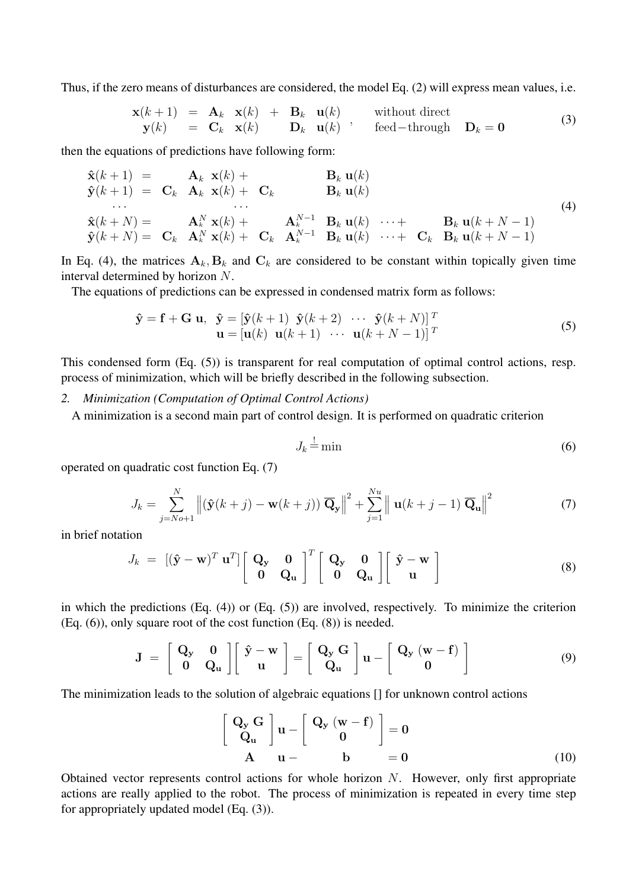Thus, if the zero means of disturbances are considered, the model Eq. (2) will express mean values, i.e.

$$
\begin{array}{rcllll}
\mathbf{x}(k+1) & = & \mathbf{A}_k \ \ \mathbf{x}(k) & + \ \ \mathbf{B}_k \ \ \mathbf{u}(k) & & \text{without direct} \\
\mathbf{y}(k) & = & \mathbf{C}_k \ \ \mathbf{x}(k) & \ \ \ \ \ \ \mathbf{D}_k \ \ \mathbf{u}(k) & , & \text{feed}-\text{through} \quad \mathbf{D}_k = \mathbf{0}
\end{array}
\tag{3}
$$

then the equations of predictions have following form:

$$
\begin{array}{rcl}
\hat{\mathbf{x}}(k+1) & = & \mathbf{A}_k \ \mathbf{x}(k) + \mathbf{B}_k \ \mathbf{u}(k) \\
\hat{\mathbf{y}}(k+1) & = & \mathbf{C}_k \ \mathbf{A}_k \ \mathbf{x}(k) + \mathbf{C}_k \ \mathbf{B}_k \ \mathbf{u}(k) \\
\cdots & & \cdots \\
\hat{\mathbf{x}}(k+N) & = & \mathbf{A}_k^N \ \mathbf{x}(k) + \mathbf{A}_k^{N-1} \ \mathbf{B}_k \ \mathbf{u}(k) \ \cdots + \mathbf{B}_k \ \mathbf{u}(k+N-1) \\
\hat{\mathbf{y}}(k+N) & = & \mathbf{C}_k \ \mathbf{A}_k^N \ \mathbf{x}(k) + \mathbf{C}_k \ \mathbf{A}_k^{N-1} \ \mathbf{B}_k \ \mathbf{u}(k) \ \cdots + \mathbf{C}_k \ \mathbf{B}_k \ \mathbf{u}(k+N-1)
\end{array}
\tag{4}
$$

In Eq. (4), the matrices $\mathbf{A}_k, \mathbf{B}_k$ and $\mathbf{C}_k$ are considered to be constant within topically given time interval determined by horizon $N$.

The equations of predictions can be expressed in condensed matrix form as follows:

$$
\hat{\mathbf{y}} = \mathbf{f} + \mathbf{G} \ \mathbf{u}, \quad \begin{array}{l} \hat{\mathbf{y}} = [\hat{\mathbf{y}}(k+1) \ \ \hat{\mathbf{y}}(k+2) \ \ \cdots \ \ \hat{\mathbf{y}}(k+N)]^T \\ \mathbf{u} = [\mathbf{u}(k) \ \ \mathbf{u}(k+1) \ \ \cdots \ \ \mathbf{u}(k+N-1)]^T \end{array}
\tag{5}
$$

This condensed form (Eq. (5)) is transparent for real computation of optimal control actions, resp. process of minimization, which will be briefly described in the following subsection.

*2. Minimization (Computation of Optimal Control Actions)*

A minimization is a second main part of control design. It is performed on quadratic criterion

$$
J_k \overset{!}{=} \min
\tag{6}
$$

operated on quadratic cost function Eq. (7)

$$
J_k = \sum_{j=No+1}^{N} \left\| (\hat{\mathbf{y}}(k+j) - \mathbf{w}(k+j)) \ \overline{\mathbf{Q}}_{\mathbf{y}} \right\|^2 + \sum_{j=1}^{Nu} \left\| \ \mathbf{u}(k+j-1) \ \overline{\mathbf{Q}}_{\mathbf{u}} \right\|^2
\tag{7}
$$

in brief notation

$$
J_k \ = \ [(\hat{\mathbf{y}} - \mathbf{w})^T \ \mathbf{u}^T] \begin{bmatrix} \mathbf{Q}_{\mathbf{y}} & \mathbf{0} \\ \mathbf{0} & \mathbf{Q}_{\mathbf{u}} \end{bmatrix}^T \begin{bmatrix} \mathbf{Q}_{\mathbf{y}} & \mathbf{0} \\ \mathbf{0} & \mathbf{Q}_{\mathbf{u}} \end{bmatrix} \begin{bmatrix} \hat{\mathbf{y}} - \mathbf{w} \\ \mathbf{u} \end{bmatrix}
\tag{8}
$$

in which the predictions (Eq. (4)) or (Eq. (5)) are involved, respectively. To minimize the criterion (Eq. (6)), only square root of the cost function (Eq. (8)) is needed.

$$
\mathbf{J} \ = \ \begin{bmatrix} \mathbf{Q}_{\mathbf{y}} & \mathbf{0} \\ \mathbf{0} & \mathbf{Q}_{\mathbf{u}} \end{bmatrix} \begin{bmatrix} \hat{\mathbf{y}} - \mathbf{w} \\ \mathbf{u} \end{bmatrix} = \begin{bmatrix} \mathbf{Q}_{\mathbf{y}} \ \mathbf{G} \\ \mathbf{Q}_{\mathbf{u}} \end{bmatrix} \mathbf{u} - \begin{bmatrix} \mathbf{Q}_{\mathbf{y}} \ (\mathbf{w} - \mathbf{f}) \\ \mathbf{0} \end{bmatrix}
\tag{9}
$$

The minimization leads to the solution of algebraic equations [] for unknown control actions

$$
\begin{array}{c}
\begin{bmatrix} \mathbf{Q}_{\mathbf{y}} \ \mathbf{G} \\ \mathbf{Q}_{\mathbf{u}} \end{bmatrix} \mathbf{u} - \begin{bmatrix} \mathbf{Q}_{\mathbf{y}} \ (\mathbf{w} - \mathbf{f}) \\ \mathbf{0} \end{bmatrix} = \mathbf{0} \\
\mathbf{A} \quad \mathbf{u} - \qquad \mathbf{b} \qquad = \mathbf{0}
\end{array}
\tag{10}
$$

Obtained vector represents control actions for whole horizon $N$. However, only first appropriate actions are really applied to the robot. The process of minimization is repeated in every time step for appropriately updated model (Eq. (3)).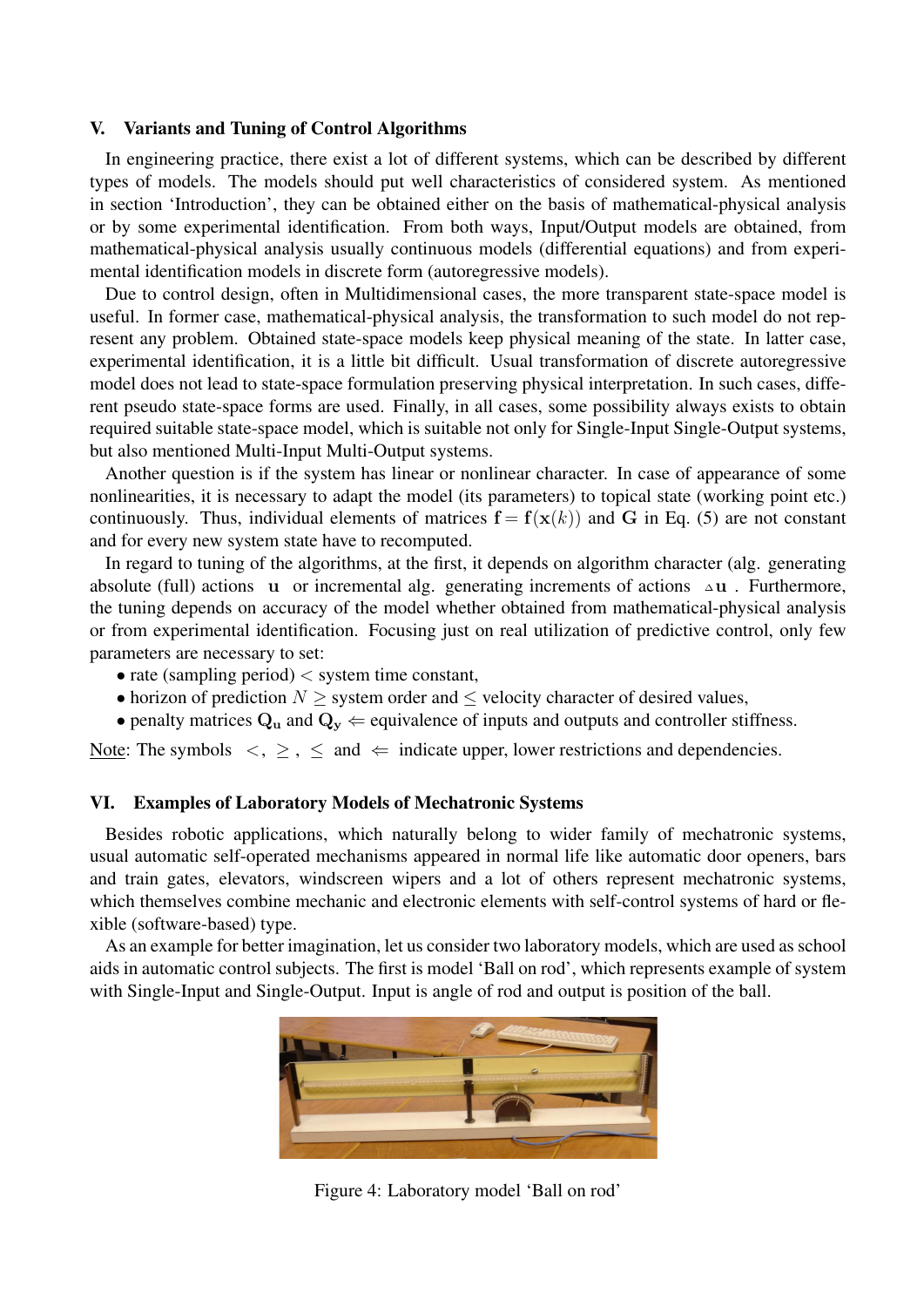## V. Variants and Tuning of Control Algorithms

In engineering practice, there exist a lot of different systems, which can be described by different types of models. The models should put well characteristics of considered system. As mentioned in section 'Introduction', they can be obtained either on the basis of mathematical-physical analysis or by some experimental identification. From both ways, Input/Output models are obtained, from mathematical-physical analysis usually continuous models (differential equations) and from experimental identification models in discrete form (autoregressive models).

Due to control design, often in Multidimensional cases, the more transparent state-space model is useful. In former case, mathematical-physical analysis, the transformation to such model do not represent any problem. Obtained state-space models keep physical meaning of the state. In latter case, experimental identification, it is a little bit difficult. Usual transformation of discrete autoregressive model does not lead to state-space formulation preserving physical interpretation. In such cases, different pseudo state-space forms are used. Finally, in all cases, some possibility always exists to obtain required suitable state-space model, which is suitable not only for Single-Input Single-Output systems, but also mentioned Multi-Input Multi-Output systems.

Another question is if the system has linear or nonlinear character. In case of appearance of some nonlinearities, it is necessary to adapt the model (its parameters) to topical state (working point etc.) continuously. Thus, individual elements of matrices $\mathbf{f} = \mathbf{f}(\mathbf{x}(k))$ and $\mathbf{G}$ in Eq. (5) are not constant and for every new system state have to recomputed.

In regard to tuning of the algorithms, at the first, it depends on algorithm character (alg. generating absolute (full) actions $\mathbf{u}$ or incremental alg. generating increments of actions $\Delta\mathbf{u}$ . Furthermore, the tuning depends on accuracy of the model whether obtained from mathematical-physical analysis or from experimental identification. Focusing just on real utilization of predictive control, only few parameters are necessary to set:

- rate (sampling period) $<$ system time constant,
- horizon of prediction $N \geq$ system order and $\leq$ velocity character of desired values,
- penalty matrices $\mathbf{Q_u}$ and $\mathbf{Q_y}$ $\Leftarrow$ equivalence of inputs and outputs and controller stiffness.

Note: The symbols $<$, $\geq$, $\leq$ and $\Leftarrow$ indicate upper, lower restrictions and dependencies.

## VI. Examples of Laboratory Models of Mechatronic Systems

Besides robotic applications, which naturally belong to wider family of mechatronic systems, usual automatic self-operated mechanisms appeared in normal life like automatic door openers, bars and train gates, elevators, windscreen wipers and a lot of others represent mechatronic systems, which themselves combine mechanic and electronic elements with self-control systems of hard or flexible (software-based) type.

As an example for better imagination, let us consider two laboratory models, which are used as school aids in automatic control subjects. The first is model 'Ball on rod', which represents example of system with Single-Input and Single-Output. Input is angle of rod and output is position of the ball.

Figure 4: Laboratory model 'Ball on rod'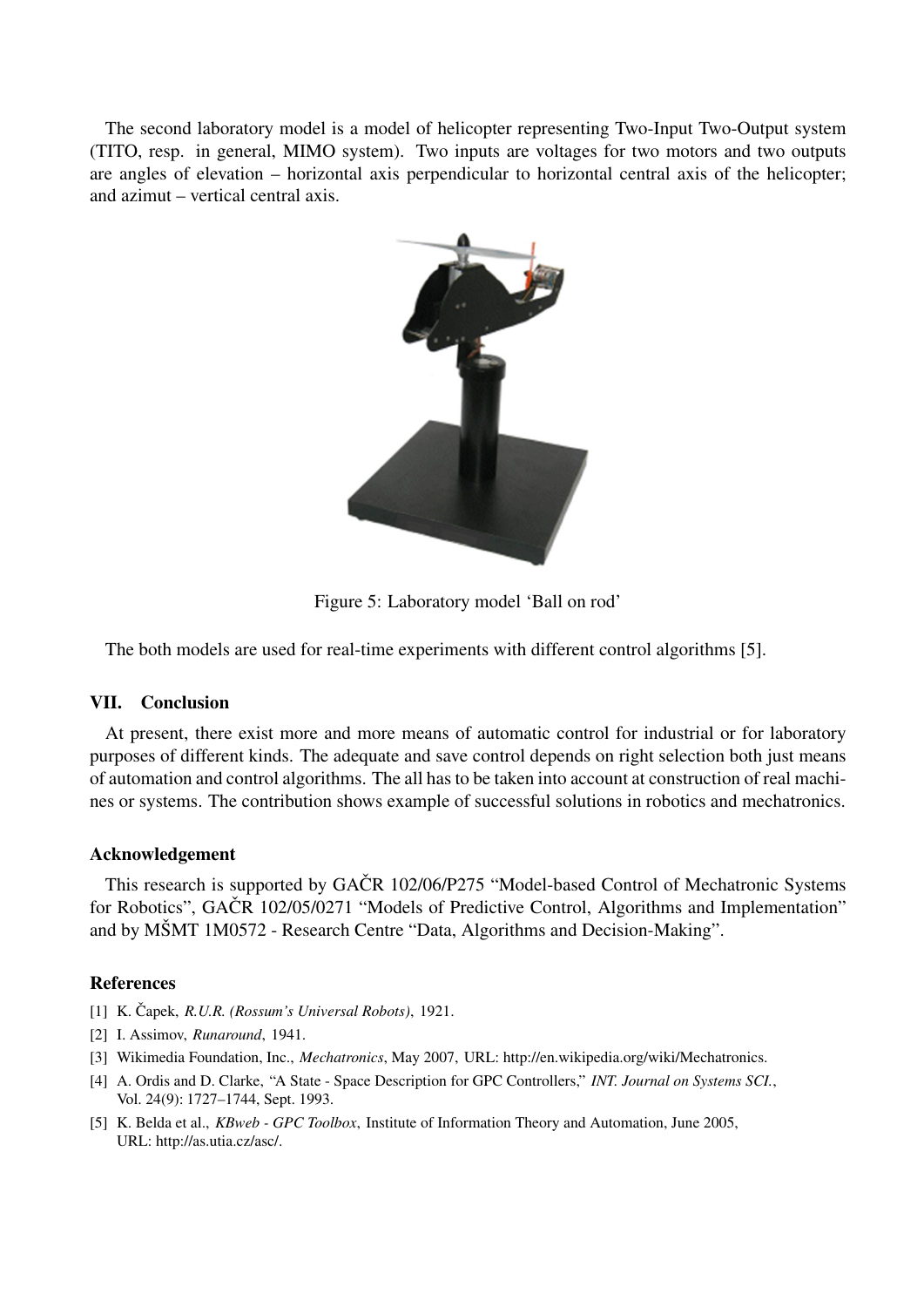The second laboratory model is a model of helicopter representing Two-Input Two-Output system (TITO, resp. in general, MIMO system). Two inputs are voltages for two motors and two outputs are angles of elevation – horizontal axis perpendicular to horizontal central axis of the helicopter; and azimut – vertical central axis.

Figure 5: Laboratory model 'Ball on rod'

The both models are used for real-time experiments with different control algorithms [5].

## VII. Conclusion

At present, there exist more and more means of automatic control for industrial or for laboratory purposes of different kinds. The adequate and save control depends on right selection both just means of automation and control algorithms. The all has to be taken into account at construction of real machines or systems. The contribution shows example of successful solutions in robotics and mechatronics.

### Acknowledgement

This research is supported by GAČR 102/06/P275 "Model-based Control of Mechatronic Systems for Robotics", GAČR 102/05/0271 "Models of Predictive Control, Algorithms and Implementation" and by MŠMT 1M0572 - Research Centre "Data, Algorithms and Decision-Making".

### References

[1] K. Čapek, *R.U.R. (Rossum's Universal Robots)*, 1921.

[2] I. Assimov, *Runaround*, 1941.

[3] Wikimedia Foundation, Inc., *Mechatronics*, May 2007, URL: http://en.wikipedia.org/wiki/Mechatronics.

[4] A. Ordis and D. Clarke, "A State - Space Description for GPC Controllers," *INT. Journal on Systems SCI.*, Vol. 24(9): 1727–1744, Sept. 1993.

[5] K. Belda et al., *KBweb - GPC Toolbox*, Institute of Information Theory and Automation, June 2005, URL: http://as.utia.cz/asc/.